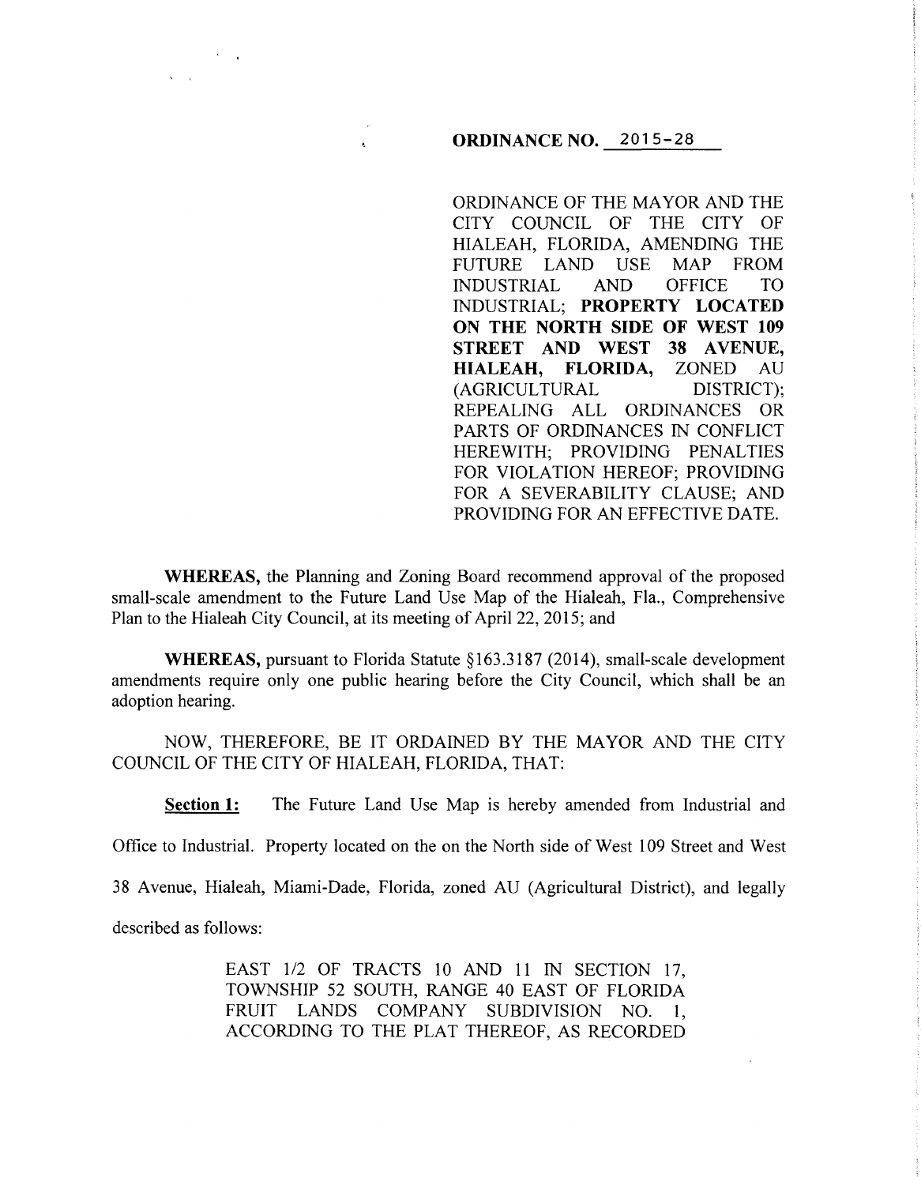**ORDINANCE NO. 2015-28**

ORDINANCE OF THE MAYOR AND THE CITY COUNCIL OF THE CITY OF HIALEAH, FLORIDA, AMENDING THE FUTURE LAND USE MAP FROM INDUSTRIAL AND OFFICE TO INDUSTRIAL; **PROPERTY LOCATED ON THE NORTH SIDE OF WEST 109 STREET AND WEST 38 AVENUE, HIALEAH, FLORIDA,** ZONED AU (AGRICULTURAL DISTRICT); REPEALING ALL ORDINANCES OR PARTS OF ORDINANCES IN CONFLICT HEREWITH; PROVIDING PENALTIES FOR VIOLATION HEREOF; PROVIDING FOR A SEVERABILITY CLAUSE; AND PROVIDING FOR AN EFFECTIVE DATE.

**WHEREAS,** the Planning and Zoning Board recommend approval of the proposed small-scale amendment to the Future Land Use Map of the Hialeah, Fla., Comprehensive Plan to the Hialeah City Council, at its meeting of April 22, 2015; and

**WHEREAS,** pursuant to Florida Statute §163.3187 (2014), small-scale development amendments require only one public hearing before the City Council, which shall be an adoption hearing.

NOW, THEREFORE, BE IT ORDAINED BY THE MAYOR AND THE CITY COUNCIL OF THE CITY OF HIALEAH, FLORIDA, THAT:

**Section 1:** The Future Land Use Map is hereby amended from Industrial and Office to Industrial. Property located on the on the North side of West 109 Street and West 38 Avenue, Hialeah, Miami-Dade, Florida, zoned AU (Agricultural District), and legally described as follows:

> EAST 1/2 OF TRACTS 10 AND 11 IN SECTION 17, TOWNSHIP 52 SOUTH, RANGE 40 EAST OF FLORIDA FRUIT LANDS COMPANY SUBDIVISION NO. 1, ACCORDING TO THE PLAT THEREOF, AS RECORDED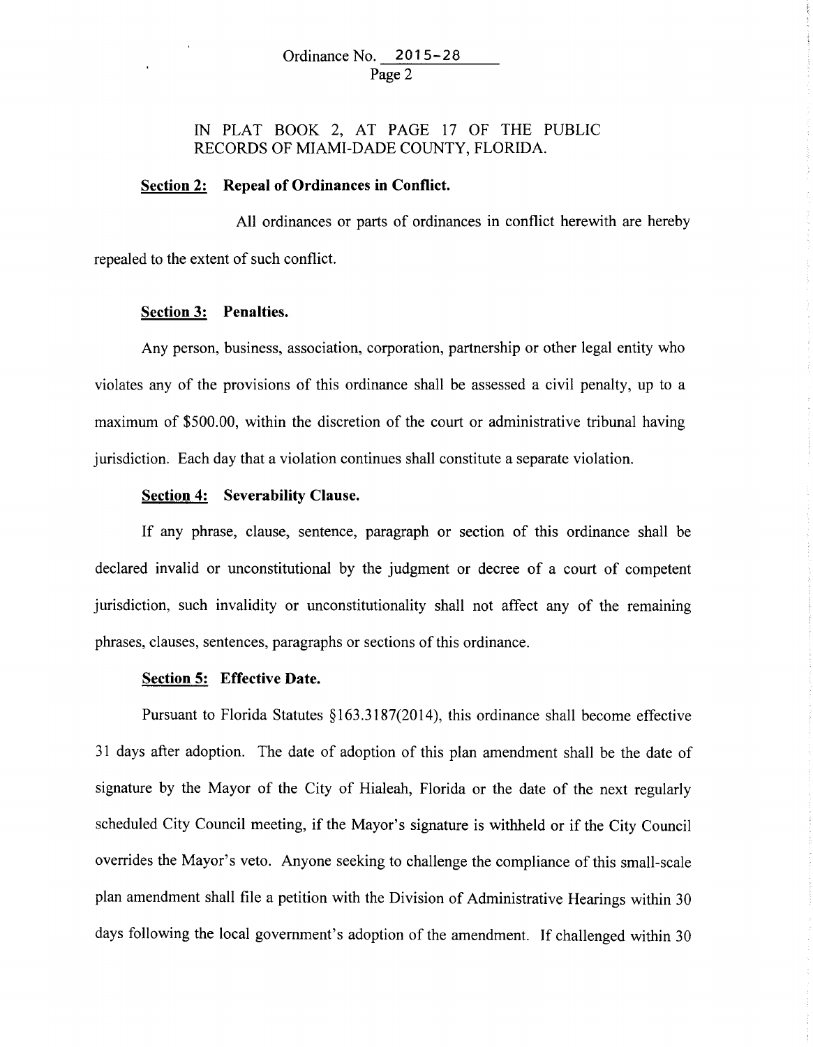IN PLAT BOOK 2, AT PAGE 17 OF THE PUBLIC RECORDS OF MIAMI-DADE COUNTY, FLORIDA.

**Section 2: Repeal of Ordinances in Conflict.**

All ordinances or parts of ordinances in conflict herewith are hereby repealed to the extent of such conflict.

**Section 3: Penalties.**

Any person, business, association, corporation, partnership or other legal entity who violates any of the provisions of this ordinance shall be assessed a civil penalty, up to a maximum of $500.00, within the discretion of the court or administrative tribunal having jurisdiction. Each day that a violation continues shall constitute a separate violation.

**Section 4: Severability Clause.**

If any phrase, clause, sentence, paragraph or section of this ordinance shall be declared invalid or unconstitutional by the judgment or decree of a court of competent jurisdiction, such invalidity or unconstitutionality shall not affect any of the remaining phrases, clauses, sentences, paragraphs or sections of this ordinance.

**Section 5: Effective Date.**

Pursuant to Florida Statutes §163.3187(2014), this ordinance shall become effective 31 days after adoption. The date of adoption of this plan amendment shall be the date of signature by the Mayor of the City of Hialeah, Florida or the date of the next regularly scheduled City Council meeting, if the Mayor's signature is withheld or if the City Council overrides the Mayor's veto. Anyone seeking to challenge the compliance of this small-scale plan amendment shall file a petition with the Division of Administrative Hearings within 30 days following the local government's adoption of the amendment. If challenged within 30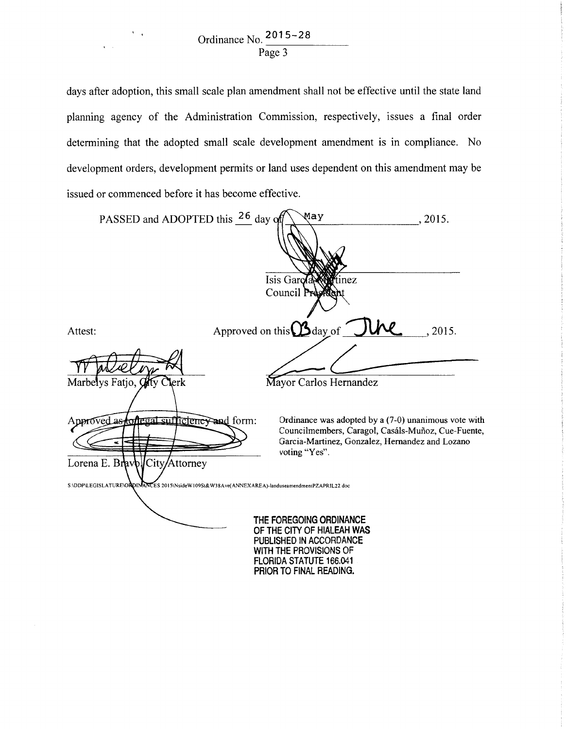days after adoption, this small scale plan amendment shall not be effective until the state land planning agency of the Administration Commission, respectively, issues a final order determining that the adopted small scale development amendment is in compliance. No development orders, development permits or land uses dependent on this amendment may be issued or commenced before it has become effective.

PASSED and ADOPTED this 26 day of May, 2015.

Isis Garcia-Martinez
Council President

Attest:

Approved on this 03 day of June, 2015.

Marbelys Fatjo, City Clerk

Mayor Carlos Hernandez

Approved as to legal sufficiency and form:

Lorena E. Bravo, City Attorney

Ordinance was adopted by a (7-0) unanimous vote with Councilmembers, Caragol, Casáls-Muñoz, Cue-Fuente, Garcia-Martinez, Gonzalez, Hernandez and Lozano voting "Yes".

S:\DDP\LEGISLATURE\ORDINANCES 2015\NsideW109St&W38Ave(ANNEXAREA)-landuseamendmentPZAPRIL22.doc

THE FOREGOING ORDINANCE OF THE CITY OF HIALEAH WAS PUBLISHED IN ACCORDANCE WITH THE PROVISIONS OF FLORIDA STATUTE 166.041 PRIOR TO FINAL READING.